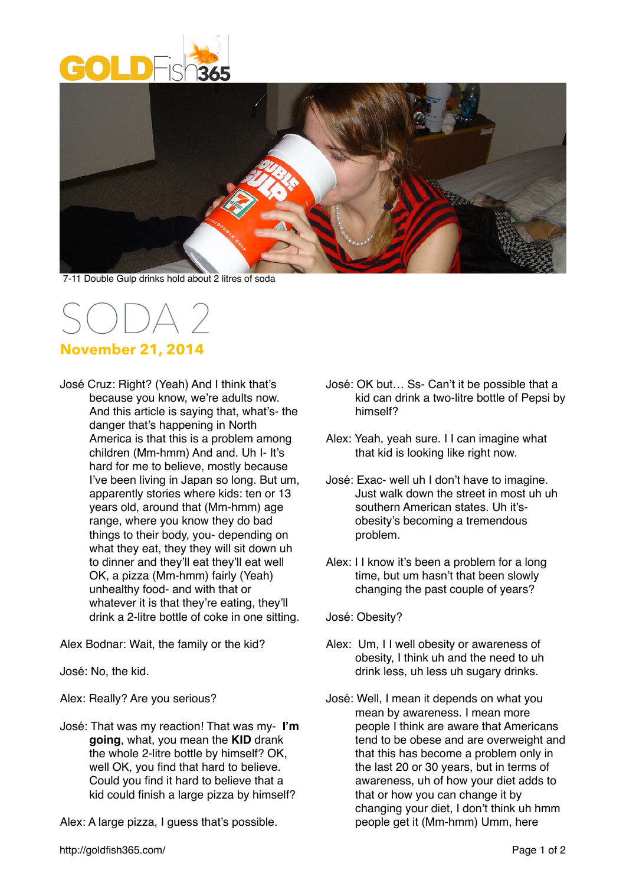GOLDFish365

7-11 Double Gulp drinks hold about 2 litres of soda

# SODA 2

**November 21, 2014**

José Cruz: Right? (Yeah) And I think that's because you know, we're adults now. And this article is saying that, what's- the danger that's happening in North America is that this is a problem among children (Mm-hmm) And and. Uh I- It's hard for me to believe, mostly because I've been living in Japan so long. But um, apparently stories where kids: ten or 13 years old, around that (Mm-hmm) age range, where you know they do bad things to their body, you- depending on what they eat, they they will sit down uh to dinner and they'll eat they'll eat well OK, a pizza (Mm-hmm) fairly (Yeah) unhealthy food- and with that or whatever it is that they're eating, they'll drink a 2-litre bottle of coke in one sitting.

Alex Bodnar: Wait, the family or the kid?

José: No, the kid.

Alex: Really? Are you serious?

José: That was my reaction! That was my- **I'm going**, what, you mean the **KID** drank the whole 2-litre bottle by himself? OK, well OK, you find that hard to believe. Could you find it hard to believe that a kid could finish a large pizza by himself?

Alex: A large pizza, I guess that's possible.

José: OK but… Ss- Can't it be possible that a kid can drink a two-litre bottle of Pepsi by himself?

Alex: Yeah, yeah sure. I I can imagine what that kid is looking like right now.

José: Exac- well uh I don't have to imagine. Just walk down the street in most uh uh southern American states. Uh it's- obesity's becoming a tremendous problem.

Alex: I I know it's been a problem for a long time, but um hasn't that been slowly changing the past couple of years?

José: Obesity?

Alex: Um, I I well obesity or awareness of obesity, I think uh and the need to uh drink less, uh less uh sugary drinks.

José: Well, I mean it depends on what you mean by awareness. I mean more people I think are aware that Americans tend to be obese and are overweight and that this has become a problem only in the last 20 or 30 years, but in terms of awareness, uh of how your diet adds to that or how you can change it by changing your diet, I don't think uh hmm people get it (Mm-hmm) Umm, here

http://goldfish365.com/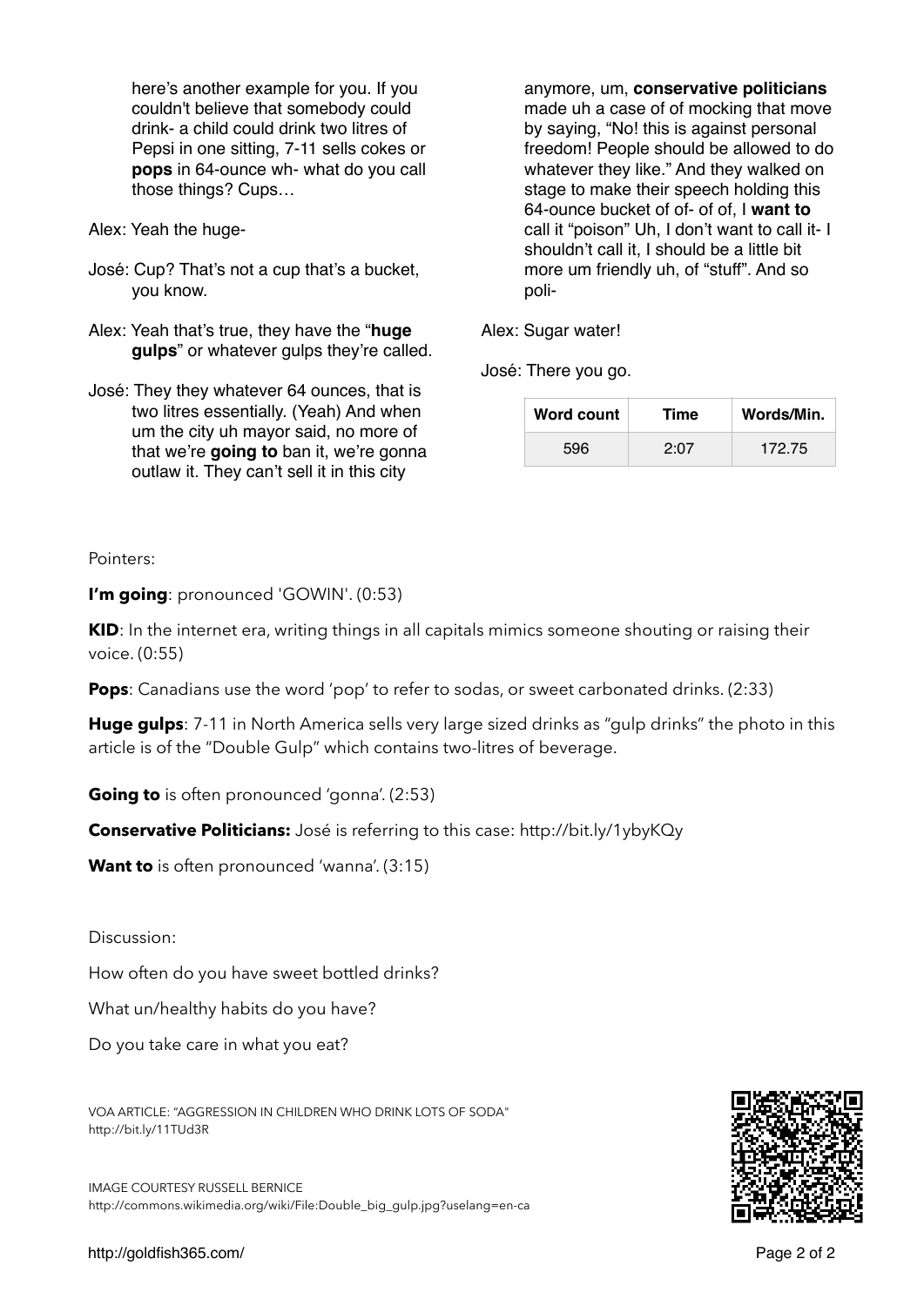here's another example for you. If you couldn't believe that somebody could drink- a child could drink two litres of Pepsi in one sitting, 7-11 sells cokes or **pops** in 64-ounce wh- what do you call those things? Cups…

Alex: Yeah the huge-

José: Cup? That's not a cup that's a bucket, you know.

Alex: Yeah that's true, they have the "**huge gulps**" or whatever gulps they're called.

José: They they whatever 64 ounces, that is two litres essentially. (Yeah) And when um the city uh mayor said, no more of that we're **going to** ban it, we're gonna outlaw it. They can't sell it in this city anymore, um, **conservative politicians** made uh a case of of mocking that move by saying, "No! this is against personal freedom! People should be allowed to do whatever they like." And they walked on stage to make their speech holding this 64-ounce bucket of of- of of, I **want to** call it "poison" Uh, I don't want to call it- I shouldn't call it, I should be a little bit more um friendly uh, of "stuff". And so poli-

Alex: Sugar water!

José: There you go.

| Word count | Time | Words/Min. |
|---|---|---|
| 596 | 2:07 | 172.75 |

Pointers:

**I'm going**: pronounced 'GOWIN'. (0:53)

**KID**: In the internet era, writing things in all capitals mimics someone shouting or raising their voice. (0:55)

**Pops**: Canadians use the word 'pop' to refer to sodas, or sweet carbonated drinks. (2:33)

**Huge gulps**: 7-11 in North America sells very large sized drinks as "gulp drinks" the photo in this article is of the "Double Gulp" which contains two-litres of beverage.

**Going to** is often pronounced 'gonna'. (2:53)

**Conservative Politicians:** José is referring to this case: http://bit.ly/1ybyKQy

**Want to** is often pronounced 'wanna'. (3:15)

Discussion:

How often do you have sweet bottled drinks?

What un/healthy habits do you have?

Do you take care in what you eat?

VOA ARTICLE: "AGGRESSION IN CHILDREN WHO DRINK LOTS OF SODA"
http://bit.ly/11TUd3R

IMAGE COURTESY RUSSELL BERNICE
http://commons.wikimedia.org/wiki/File:Double_big_gulp.jpg?uselang=en-ca

http://goldfish365.com/